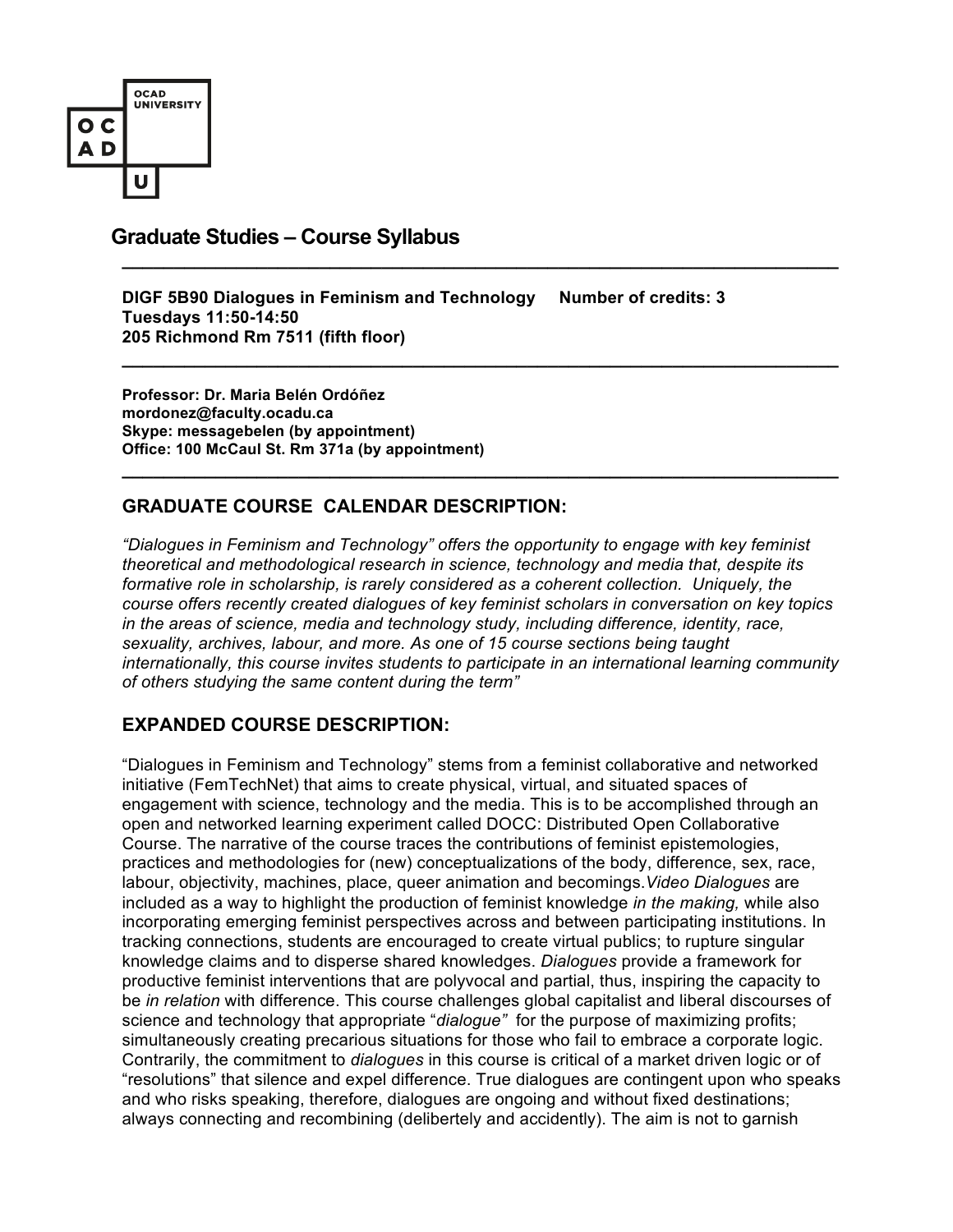OCAD UNIVERSITY

## Graduate Studies – Course Syllabus

**DIGF 5B90 Dialogues in Feminism and Technology     Number of credits: 3**
**Tuesdays 11:50-14:50**
**205 Richmond Rm 7511 (fifth floor)**

**Professor: Dr. Maria Belén Ordóñez**
**mordonez@faculty.ocadu.ca**
**Skype: messagebelen (by appointment)**
**Office: 100 McCaul St. Rm 371a (by appointment)**

### GRADUATE COURSE CALENDAR DESCRIPTION:

*"Dialogues in Feminism and Technology" offers the opportunity to engage with key feminist theoretical and methodological research in science, technology and media that, despite its formative role in scholarship, is rarely considered as a coherent collection. Uniquely, the course offers recently created dialogues of key feminist scholars in conversation on key topics in the areas of science, media and technology study, including difference, identity, race, sexuality, archives, labour, and more. As one of 15 course sections being taught internationally, this course invites students to participate in an international learning community of others studying the same content during the term"*

### EXPANDED COURSE DESCRIPTION:

"Dialogues in Feminism and Technology" stems from a feminist collaborative and networked initiative (FemTechNet) that aims to create physical, virtual, and situated spaces of engagement with science, technology and the media. This is to be accomplished through an open and networked learning experiment called DOCC: Distributed Open Collaborative Course. The narrative of the course traces the contributions of feminist epistemologies, practices and methodologies for (new) conceptualizations of the body, difference, sex, race, labour, objectivity, machines, place, queer animation and becomings.*Video Dialogues* are included as a way to highlight the production of feminist knowledge *in the making,* while also incorporating emerging feminist perspectives across and between participating institutions. In tracking connections, students are encouraged to create virtual publics; to rupture singular knowledge claims and to disperse shared knowledges. *Dialogues* provide a framework for productive feminist interventions that are polyvocal and partial, thus, inspiring the capacity to be *in relation* with difference. This course challenges global capitalist and liberal discourses of science and technology that appropriate "*dialogue"* for the purpose of maximizing profits; simultaneously creating precarious situations for those who fail to embrace a corporate logic. Contrarily, the commitment to *dialogues* in this course is critical of a market driven logic or of "resolutions" that silence and expel difference. True dialogues are contingent upon who speaks and who risks speaking, therefore, dialogues are ongoing and without fixed destinations; always connecting and recombining (delibertely and accidently). The aim is not to garnish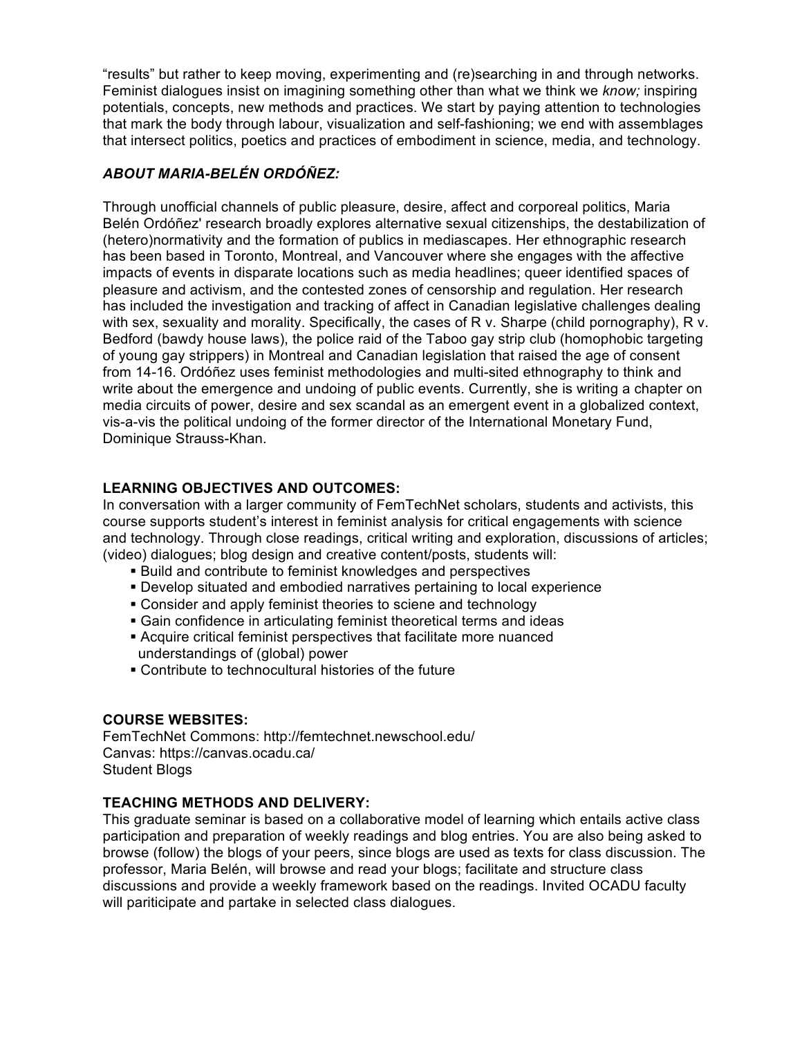"results" but rather to keep moving, experimenting and (re)searching in and through networks. Feminist dialogues insist on imagining something other than what we think we *know;* inspiring potentials, concepts, new methods and practices. We start by paying attention to technologies that mark the body through labour, visualization and self-fashioning; we end with assemblages that intersect politics, poetics and practices of embodiment in science, media, and technology.

### *ABOUT MARIA-BELÉN ORDÓÑEZ:*

Through unofficial channels of public pleasure, desire, affect and corporeal politics, Maria Belén Ordóñez' research broadly explores alternative sexual citizenships, the destabilization of (hetero)normativity and the formation of publics in mediascapes. Her ethnographic research has been based in Toronto, Montreal, and Vancouver where she engages with the affective impacts of events in disparate locations such as media headlines; queer identified spaces of pleasure and activism, and the contested zones of censorship and regulation. Her research has included the investigation and tracking of affect in Canadian legislative challenges dealing with sex, sexuality and morality. Specifically, the cases of R v. Sharpe (child pornography), R v. Bedford (bawdy house laws), the police raid of the Taboo gay strip club (homophobic targeting of young gay strippers) in Montreal and Canadian legislation that raised the age of consent from 14-16. Ordóñez uses feminist methodologies and multi-sited ethnography to think and write about the emergence and undoing of public events. Currently, she is writing a chapter on media circuits of power, desire and sex scandal as an emergent event in a globalized context, vis-a-vis the political undoing of the former director of the International Monetary Fund, Dominique Strauss-Khan.

### LEARNING OBJECTIVES AND OUTCOMES:

In conversation with a larger community of FemTechNet scholars, students and activists, this course supports student's interest in feminist analysis for critical engagements with science and technology. Through close readings, critical writing and exploration, discussions of articles; (video) dialogues; blog design and creative content/posts, students will:

- Build and contribute to feminist knowledges and perspectives
- Develop situated and embodied narratives pertaining to local experience
- Consider and apply feminist theories to sciene and technology
- Gain confidence in articulating feminist theoretical terms and ideas
- Acquire critical feminist perspectives that facilitate more nuanced understandings of (global) power
- Contribute to technocultural histories of the future

### COURSE WEBSITES:

FemTechNet Commons: http://femtechnet.newschool.edu/
Canvas: https://canvas.ocadu.ca/
Student Blogs

### TEACHING METHODS AND DELIVERY:

This graduate seminar is based on a collaborative model of learning which entails active class participation and preparation of weekly readings and blog entries. You are also being asked to browse (follow) the blogs of your peers, since blogs are used as texts for class discussion. The professor, Maria Belén, will browse and read your blogs; facilitate and structure class discussions and provide a weekly framework based on the readings. Invited OCADU faculty will pariticipate and partake in selected class dialogues.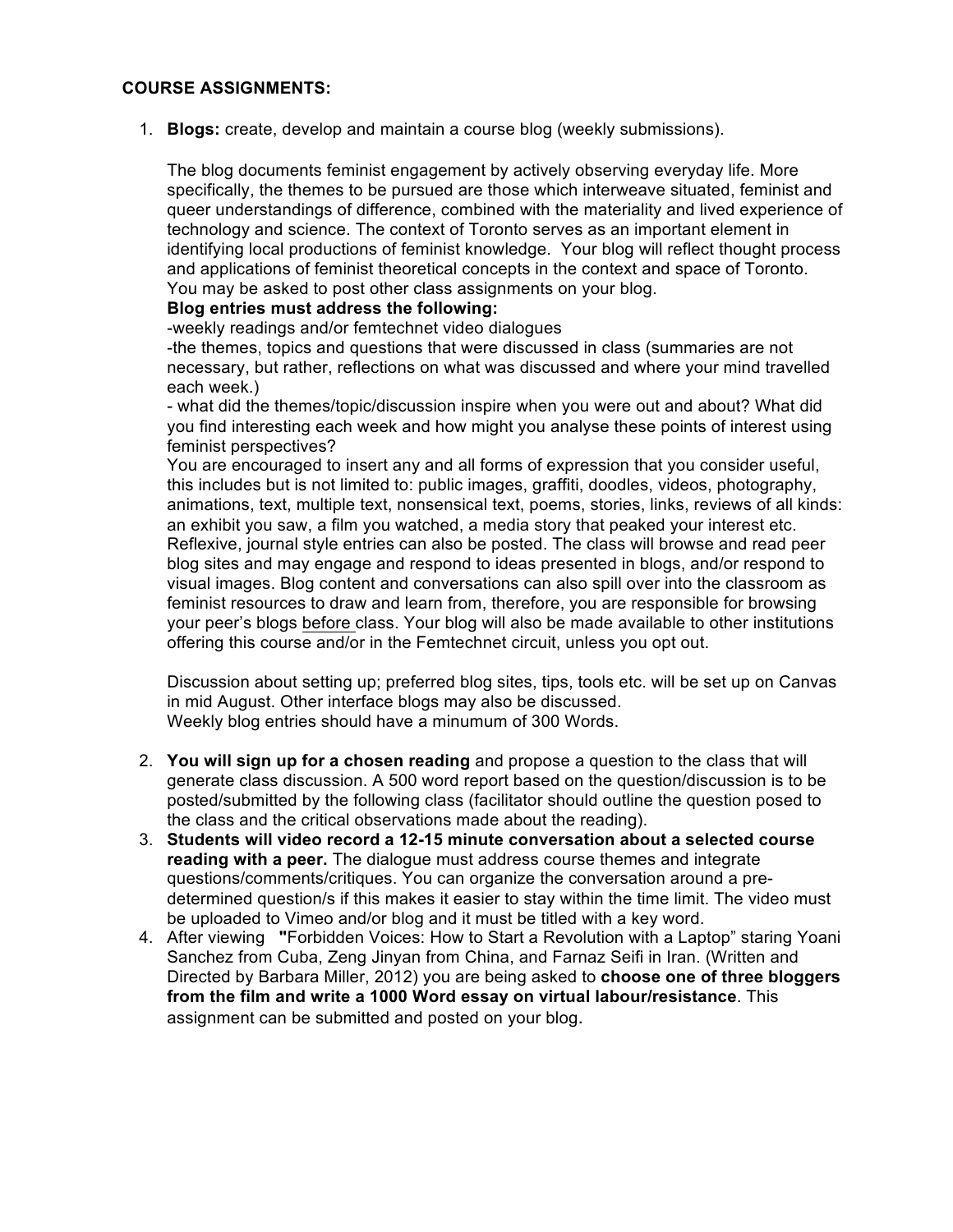**COURSE ASSIGNMENTS:**

1. **Blogs:** create, develop and maintain a course blog (weekly submissions).

   The blog documents feminist engagement by actively observing everyday life. More specifically, the themes to be pursued are those which interweave situated, feminist and queer understandings of difference, combined with the materiality and lived experience of technology and science. The context of Toronto serves as an important element in identifying local productions of feminist knowledge. Your blog will reflect thought process and applications of feminist theoretical concepts in the context and space of Toronto. You may be asked to post other class assignments on your blog.
   **Blog entries must address the following:**
   -weekly readings and/or femtechnet video dialogues
   -the themes, topics and questions that were discussed in class (summaries are not necessary, but rather, reflections on what was discussed and where your mind travelled each week.)
   - what did the themes/topic/discussion inspire when you were out and about? What did you find interesting each week and how might you analyse these points of interest using feminist perspectives?
   You are encouraged to insert any and all forms of expression that you consider useful, this includes but is not limited to: public images, graffiti, doodles, videos, photography, animations, text, multiple text, nonsensical text, poems, stories, links, reviews of all kinds: an exhibit you saw, a film you watched, a media story that peaked your interest etc. Reflexive, journal style entries can also be posted. The class will browse and read peer blog sites and may engage and respond to ideas presented in blogs, and/or respond to visual images. Blog content and conversations can also spill over into the classroom as feminist resources to draw and learn from, therefore, you are responsible for browsing your peer's blogs <u>before</u> class. Your blog will also be made available to other institutions offering this course and/or in the Femtechnet circuit, unless you opt out.

   Discussion about setting up; preferred blog sites, tips, tools etc. will be set up on Canvas in mid August. Other interface blogs may also be discussed.
   Weekly blog entries should have a minumum of 300 Words.

2. **You will sign up for a chosen reading** and propose a question to the class that will generate class discussion. A 500 word report based on the question/discussion is to be posted/submitted by the following class (facilitator should outline the question posed to the class and the critical observations made about the reading).
3. **Students will video record a 12-15 minute conversation about a selected course reading with a peer.** The dialogue must address course themes and integrate questions/comments/critiques. You can organize the conversation around a pre-determined question/s if this makes it easier to stay within the time limit. The video must be uploaded to Vimeo and/or blog and it must be titled with a key word.
4. After viewing **"**Forbidden Voices: How to Start a Revolution with a Laptop" staring Yoani Sanchez from Cuba, Zeng Jinyan from China, and Farnaz Seifi in Iran. (Written and Directed by Barbara Miller, 2012) you are being asked to **choose one of three bloggers from the film and write a 1000 Word essay on virtual labour/resistance**. This assignment can be submitted and posted on your blog.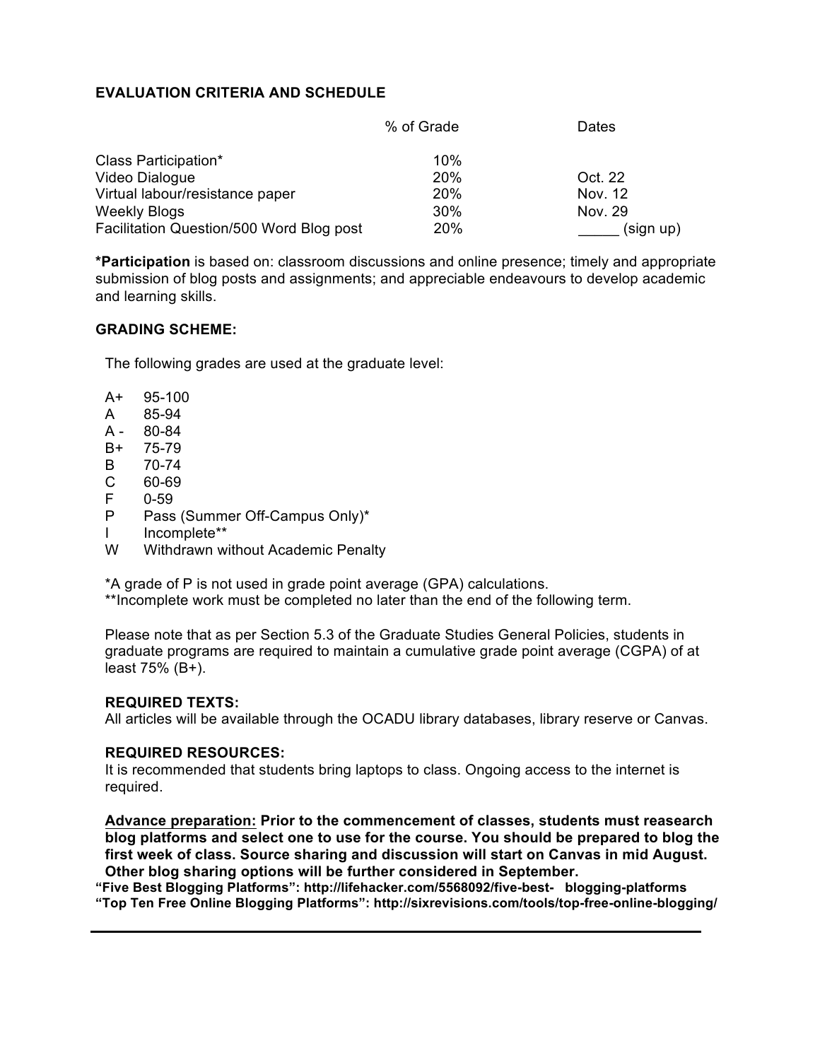## EVALUATION CRITERIA AND SCHEDULE

| | % of Grade | Dates |
|---|---|---|
| Class Participation* | 10% | |
| Video Dialogue | 20% | Oct. 22 |
| Virtual labour/resistance paper | 20% | Nov. 12 |
| Weekly Blogs | 30% | Nov. 29 |
| Facilitation Question/500 Word Blog post | 20% | _____ (sign up) |

***Participation** is based on: classroom discussions and online presence; timely and appropriate submission of blog posts and assignments; and appreciable endeavours to develop academic and learning skills.

## GRADING SCHEME:

The following grades are used at the graduate level:

- A+ 95-100
- A 85-94
- A - 80-84
- B+ 75-79
- B 70-74
- C 60-69
- F 0-59
- P Pass (Summer Off-Campus Only)*
- I Incomplete**
- W Withdrawn without Academic Penalty

*A grade of P is not used in grade point average (GPA) calculations.
**Incomplete work must be completed no later than the end of the following term.

Please note that as per Section 5.3 of the Graduate Studies General Policies, students in graduate programs are required to maintain a cumulative grade point average (CGPA) of at least 75% (B+).

### REQUIRED TEXTS:

All articles will be available through the OCADU library databases, library reserve or Canvas.

### REQUIRED RESOURCES:

It is recommended that students bring laptops to class. Ongoing access to the internet is required.

**<u>Advance preparation:</u> Prior to the commencement of classes, students must reasearch blog platforms and select one to use for the course. You should be prepared to blog the first week of class. Source sharing and discussion will start on Canvas in mid August. Other blog sharing options will be further considered in September.**

**"Five Best Blogging Platforms": http://lifehacker.com/5568092/five-best- blogging-platforms**
**"Top Ten Free Online Blogging Platforms": http://sixrevisions.com/tools/top-free-online-blogging/**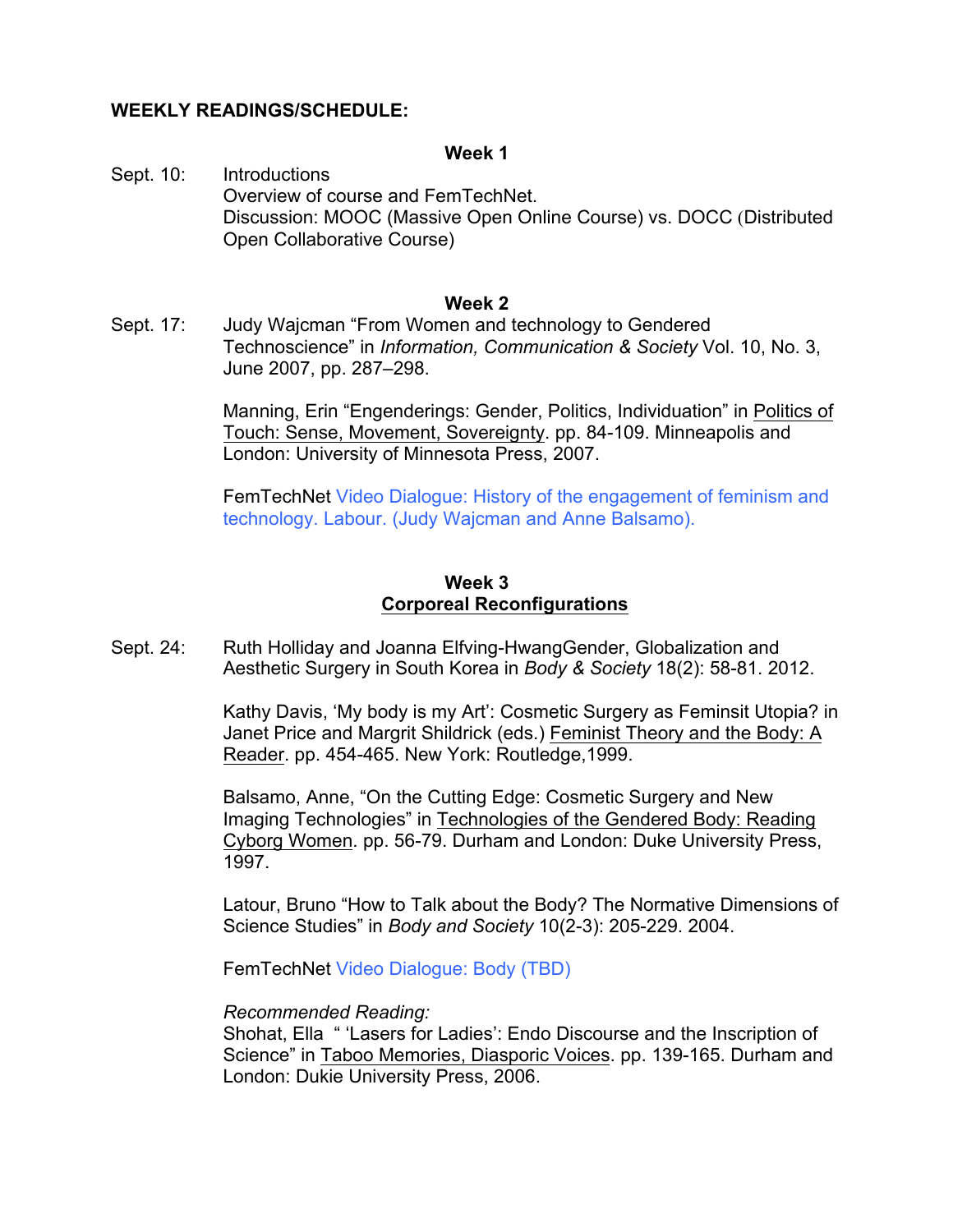**WEEKLY READINGS/SCHEDULE:**

**Week 1**

Sept. 10: Introductions
Overview of course and FemTechNet.
Discussion: MOOC (Massive Open Online Course) vs. DOCC (Distributed Open Collaborative Course)

**Week 2**

Sept. 17: Judy Wajcman "From Women and technology to Gendered Technoscience" in *Information, Communication & Society* Vol. 10, No. 3, June 2007, pp. 287–298.

Manning, Erin "Engenderings: Gender, Politics, Individuation" in Politics of Touch: Sense, Movement, Sovereignty. pp. 84-109. Minneapolis and London: University of Minnesota Press, 2007.

FemTechNet Video Dialogue: History of the engagement of feminism and technology. Labour. (Judy Wajcman and Anne Balsamo).

**Week 3**
**Corporeal Reconfigurations**

Sept. 24: Ruth Holliday and Joanna Elfving-HwangGender, Globalization and Aesthetic Surgery in South Korea in *Body & Society* 18(2): 58-81. 2012.

Kathy Davis, 'My body is my Art': Cosmetic Surgery as Feminsit Utopia? in Janet Price and Margrit Shildrick (eds.) Feminist Theory and the Body: A Reader. pp. 454-465. New York: Routledge,1999.

Balsamo, Anne, "On the Cutting Edge: Cosmetic Surgery and New Imaging Technologies" in Technologies of the Gendered Body: Reading Cyborg Women. pp. 56-79. Durham and London: Duke University Press, 1997.

Latour, Bruno "How to Talk about the Body? The Normative Dimensions of Science Studies" in *Body and Society* 10(2-3): 205-229. 2004.

FemTechNet Video Dialogue: Body (TBD)

*Recommended Reading:*
Shohat, Ella " 'Lasers for Ladies': Endo Discourse and the Inscription of Science" in Taboo Memories, Diasporic Voices. pp. 139-165. Durham and London: Dukie University Press, 2006.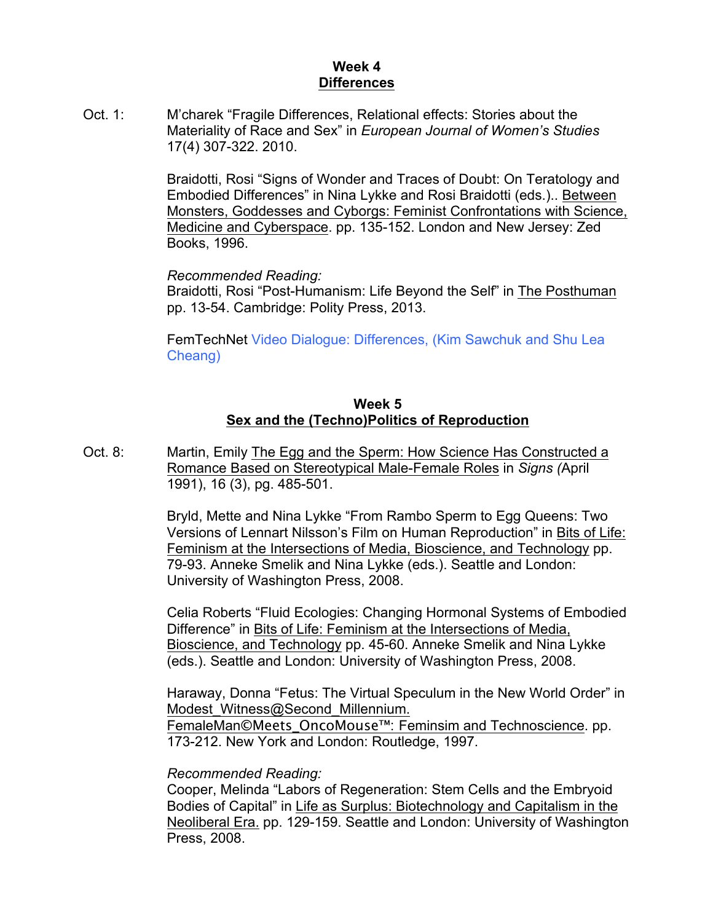## Week 4
## Differences

Oct. 1: M'charek "Fragile Differences, Relational effects: Stories about the Materiality of Race and Sex" in *European Journal of Women's Studies* 17(4) 307-322. 2010.

Braidotti, Rosi "Signs of Wonder and Traces of Doubt: On Teratology and Embodied Differences" in Nina Lykke and Rosi Braidotti (eds.).. Between Monsters, Goddesses and Cyborgs: Feminist Confrontations with Science, Medicine and Cyberspace. pp. 135-152. London and New Jersey: Zed Books, 1996.

*Recommended Reading:*
Braidotti, Rosi "Post-Humanism: Life Beyond the Self" in The Posthuman pp. 13-54. Cambridge: Polity Press, 2013.

FemTechNet Video Dialogue: Differences, (Kim Sawchuk and Shu Lea Cheang)

## Week 5
## Sex and the (Techno)Politics of Reproduction

Oct. 8: Martin, Emily The Egg and the Sperm: How Science Has Constructed a Romance Based on Stereotypical Male-Female Roles in *Signs (*April 1991), 16 (3), pg. 485-501.

Bryld, Mette and Nina Lykke "From Rambo Sperm to Egg Queens: Two Versions of Lennart Nilsson's Film on Human Reproduction" in Bits of Life: Feminism at the Intersections of Media, Bioscience, and Technology pp. 79-93. Anneke Smelik and Nina Lykke (eds.). Seattle and London: University of Washington Press, 2008.

Celia Roberts "Fluid Ecologies: Changing Hormonal Systems of Embodied Difference" in Bits of Life: Feminism at the Intersections of Media, Bioscience, and Technology pp. 45-60. Anneke Smelik and Nina Lykke (eds.). Seattle and London: University of Washington Press, 2008.

Haraway, Donna "Fetus: The Virtual Speculum in the New World Order" in Modest_Witness@Second_Millennium. FemaleMan©Meets_OncoMouse™: Feminsim and Technoscience. pp. 173-212. New York and London: Routledge, 1997.

*Recommended Reading:*
Cooper, Melinda "Labors of Regeneration: Stem Cells and the Embryoid Bodies of Capital" in Life as Surplus: Biotechnology and Capitalism in the Neoliberal Era. pp. 129-159. Seattle and London: University of Washington Press, 2008.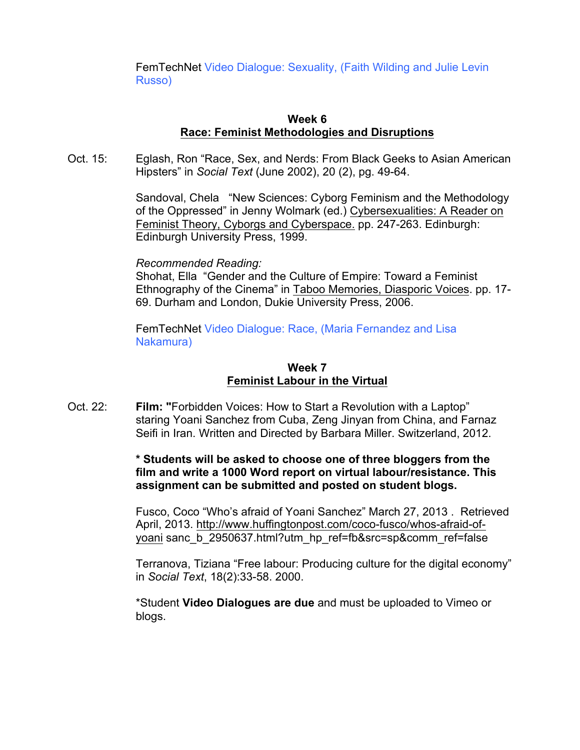FemTechNet Video Dialogue: Sexuality, (Faith Wilding and Julie Levin Russo)

### Week 6
### Race: Feminist Methodologies and Disruptions

Oct. 15: Eglash, Ron "Race, Sex, and Nerds: From Black Geeks to Asian American Hipsters" in *Social Text* (June 2002), 20 (2), pg. 49-64.

Sandoval, Chela "New Sciences: Cyborg Feminism and the Methodology of the Oppressed" in Jenny Wolmark (ed.) Cybersexualities: A Reader on Feminist Theory, Cyborgs and Cyberspace. pp. 247-263. Edinburgh: Edinburgh University Press, 1999.

*Recommended Reading:*
Shohat, Ella "Gender and the Culture of Empire: Toward a Feminist Ethnography of the Cinema" in Taboo Memories, Diasporic Voices. pp. 17-69. Durham and London, Dukie University Press, 2006.

FemTechNet Video Dialogue: Race, (Maria Fernandez and Lisa Nakamura)

### Week 7
### Feminist Labour in the Virtual

Oct. 22: **Film: "**Forbidden Voices: How to Start a Revolution with a Laptop" staring Yoani Sanchez from Cuba, Zeng Jinyan from China, and Farnaz Seifi in Iran. Written and Directed by Barbara Miller. Switzerland, 2012.

**\* Students will be asked to choose one of three bloggers from the film and write a 1000 Word report on virtual labour/resistance. This assignment can be submitted and posted on student blogs.**

Fusco, Coco "Who's afraid of Yoani Sanchez" March 27, 2013 . Retrieved April, 2013. http://www.huffingtonpost.com/coco-fusco/whos-afraid-of-yoani sanc_b_2950637.html?utm_hp_ref=fb&src=sp&comm_ref=false

Terranova, Tiziana "Free labour: Producing culture for the digital economy" in *Social Text*, 18(2):33-58. 2000.

*Student **Video Dialogues are due** and must be uploaded to Vimeo or blogs.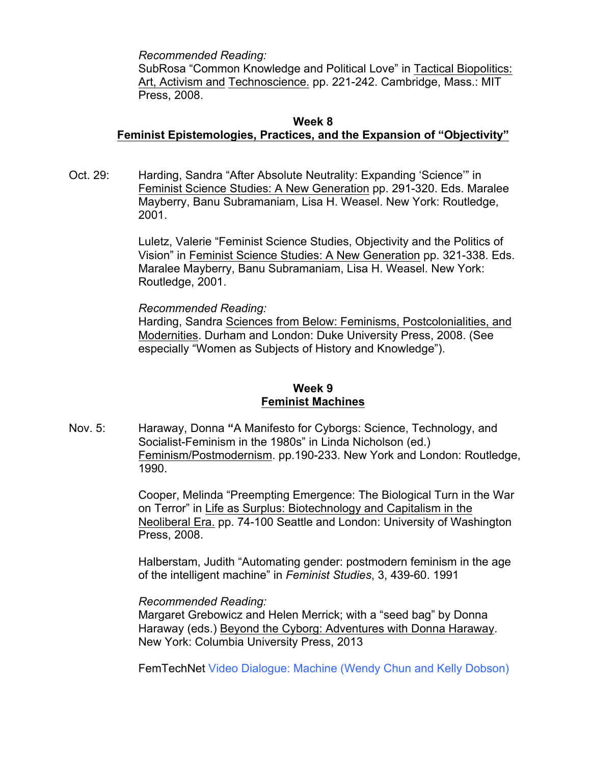*Recommended Reading:*
SubRosa "Common Knowledge and Political Love" in Tactical Biopolitics: Art, Activism and Technoscience. pp. 221-242. Cambridge, Mass.: MIT Press, 2008.

## Week 8
## Feminist Epistemologies, Practices, and the Expansion of "Objectivity"

Oct. 29: Harding, Sandra "After Absolute Neutrality: Expanding 'Science'" in Feminist Science Studies: A New Generation pp. 291-320. Eds. Maralee Mayberry, Banu Subramaniam, Lisa H. Weasel. New York: Routledge, 2001.

Luletz, Valerie "Feminist Science Studies, Objectivity and the Politics of Vision" in Feminist Science Studies: A New Generation pp. 321-338. Eds. Maralee Mayberry, Banu Subramaniam, Lisa H. Weasel. New York: Routledge, 2001.

*Recommended Reading:*
Harding, Sandra Sciences from Below: Feminisms, Postcolonialities, and Modernities. Durham and London: Duke University Press, 2008. (See especially "Women as Subjects of History and Knowledge").

## Week 9
## Feminist Machines

Nov. 5: Haraway, Donna **"**A Manifesto for Cyborgs: Science, Technology, and Socialist-Feminism in the 1980s" in Linda Nicholson (ed.) Feminism/Postmodernism. pp.190-233. New York and London: Routledge, 1990.

Cooper, Melinda "Preempting Emergence: The Biological Turn in the War on Terror" in Life as Surplus: Biotechnology and Capitalism in the Neoliberal Era. pp. 74-100 Seattle and London: University of Washington Press, 2008.

Halberstam, Judith "Automating gender: postmodern feminism in the age of the intelligent machine" in *Feminist Studies*, 3, 439-60. 1991

*Recommended Reading:*
Margaret Grebowicz and Helen Merrick; with a "seed bag" by Donna Haraway (eds.) Beyond the Cyborg: Adventures with Donna Haraway. New York: Columbia University Press, 2013

FemTechNet Video Dialogue: Machine (Wendy Chun and Kelly Dobson)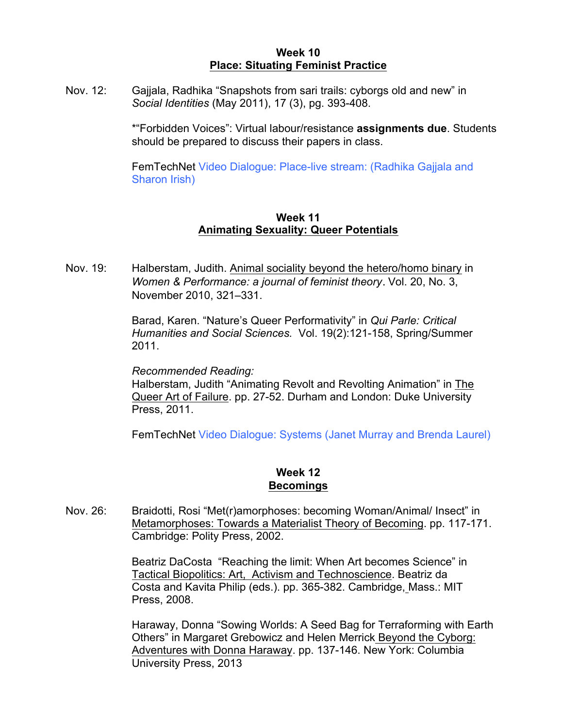## Week 10
## Place: Situating Feminist Practice

Nov. 12: Gajjala, Radhika "Snapshots from sari trails: cyborgs old and new" in *Social Identities* (May 2011), 17 (3), pg. 393-408.

*"Forbidden Voices": Virtual labour/resistance **assignments due**. Students should be prepared to discuss their papers in class.

FemTechNet Video Dialogue: Place-live stream: (Radhika Gajjala and Sharon Irish)

## Week 11
## Animating Sexuality: Queer Potentials

Nov. 19: Halberstam, Judith. Animal sociality beyond the hetero/homo binary in *Women & Performance: a journal of feminist theory*. Vol. 20, No. 3, November 2010, 321–331.

Barad, Karen. "Nature's Queer Performativity" in *Qui Parle: Critical Humanities and Social Sciences.* Vol. 19(2):121-158, Spring/Summer 2011.

*Recommended Reading:*
Halberstam, Judith "Animating Revolt and Revolting Animation" in The Queer Art of Failure. pp. 27-52. Durham and London: Duke University Press, 2011.

FemTechNet Video Dialogue: Systems (Janet Murray and Brenda Laurel)

## Week 12
## Becomings

Nov. 26: Braidotti, Rosi "Met(r)amorphoses: becoming Woman/Animal/ Insect" in Metamorphoses: Towards a Materialist Theory of Becoming. pp. 117-171. Cambridge: Polity Press, 2002.

Beatriz DaCosta "Reaching the limit: When Art becomes Science" in Tactical Biopolitics: Art, Activism and Technoscience. Beatriz da Costa and Kavita Philip (eds.). pp. 365-382. Cambridge, Mass.: MIT Press, 2008.

Haraway, Donna "Sowing Worlds: A Seed Bag for Terraforming with Earth Others" in Margaret Grebowicz and Helen Merrick Beyond the Cyborg: Adventures with Donna Haraway. pp. 137-146. New York: Columbia University Press, 2013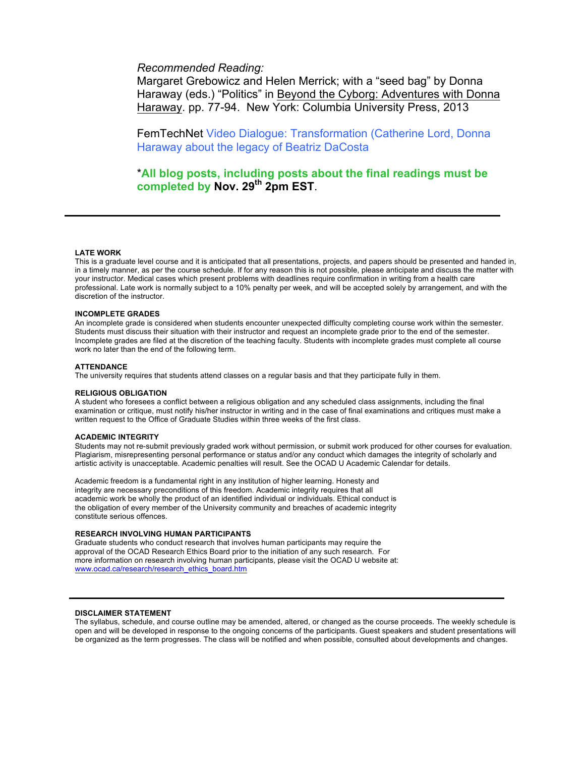*Recommended Reading:*

Margaret Grebowicz and Helen Merrick; with a "seed bag" by Donna Haraway (eds.) "Politics" in Beyond the Cyborg: Adventures with Donna Haraway. pp. 77-94. New York: Columbia University Press, 2013

FemTechNet Video Dialogue: Transformation (Catherine Lord, Donna Haraway about the legacy of Beatriz DaCosta

***All blog posts, including posts about the final readings must be completed by Nov. 29th 2pm EST**.

---

**LATE WORK**

This is a graduate level course and it is anticipated that all presentations, projects, and papers should be presented and handed in, in a timely manner, as per the course schedule. If for any reason this is not possible, please anticipate and discuss the matter with your instructor. Medical cases which present problems with deadlines require confirmation in writing from a health care professional. Late work is normally subject to a 10% penalty per week, and will be accepted solely by arrangement, and with the discretion of the instructor.

**INCOMPLETE GRADES**

An incomplete grade is considered when students encounter unexpected difficulty completing course work within the semester. Students must discuss their situation with their instructor and request an incomplete grade prior to the end of the semester. Incomplete grades are filed at the discretion of the teaching faculty. Students with incomplete grades must complete all course work no later than the end of the following term.

**ATTENDANCE**

The university requires that students attend classes on a regular basis and that they participate fully in them.

**RELIGIOUS OBLIGATION**

A student who foresees a conflict between a religious obligation and any scheduled class assignments, including the final examination or critique, must notify his/her instructor in writing and in the case of final examinations and critiques must make a written request to the Office of Graduate Studies within three weeks of the first class.

**ACADEMIC INTEGRITY**

Students may not re-submit previously graded work without permission, or submit work produced for other courses for evaluation. Plagiarism, misrepresenting personal performance or status and/or any conduct which damages the integrity of scholarly and artistic activity is unacceptable. Academic penalties will result. See the OCAD U Academic Calendar for details.

Academic freedom is a fundamental right in any institution of higher learning. Honesty and integrity are necessary preconditions of this freedom. Academic integrity requires that all academic work be wholly the product of an identified individual or individuals. Ethical conduct is the obligation of every member of the University community and breaches of academic integrity constitute serious offences.

**RESEARCH INVOLVING HUMAN PARTICIPANTS**

Graduate students who conduct research that involves human participants may require the approval of the OCAD Research Ethics Board prior to the initiation of any such research. For more information on research involving human participants, please visit the OCAD U website at: www.ocad.ca/research/research_ethics_board.htm

---

**DISCLAIMER STATEMENT**

The syllabus, schedule, and course outline may be amended, altered, or changed as the course proceeds. The weekly schedule is open and will be developed in response to the ongoing concerns of the participants. Guest speakers and student presentations will be organized as the term progresses. The class will be notified and when possible, consulted about developments and changes.